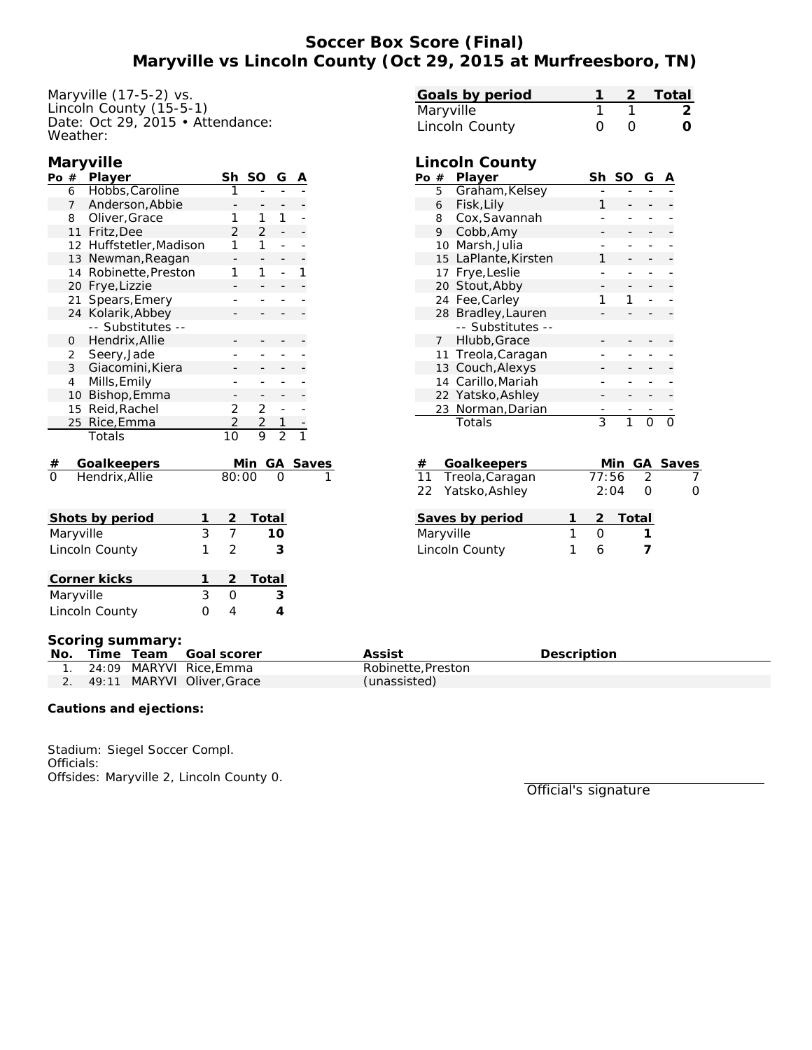# Soccer Box Score (Final)
# Maryville vs Lincoln County (Oct 29, 2015 at Murfreesboro, TN)

Maryville (17-5-2) vs.
Lincoln County (15-5-1)
Date: Oct 29, 2015 • Attendance:
Weather:

| Goals by period | 1 | 2 | Total |
|---|---|---|---|
| Maryville | 1 | 1 | **2** |
| Lincoln County | 0 | 0 | **0** |

## Maryville

| Po | # | Player | Sh | SO | G | A |
|---|---|---|---|---|---|---|
| | 6 | Hobbs,Caroline | 1 | - | - | - |
| | 7 | Anderson,Abbie | - | - | - | - |
| | 8 | Oliver,Grace | 1 | 1 | 1 | - |
| | 11 | Fritz,Dee | 2 | 2 | - | - |
| | 12 | Huffstetler,Madison | 1 | 1 | - | - |
| | 13 | Newman,Reagan | - | - | - | - |
| | 14 | Robinette,Preston | 1 | 1 | - | 1 |
| | 20 | Frye,Lizzie | - | - | - | - |
| | 21 | Spears,Emery | - | - | - | - |
| | 24 | Kolarik,Abbey | - | - | - | - |
| | | -- Substitutes -- | | | | |
| | 0 | Hendrix,Allie | - | - | - | - |
| | 2 | Seery,Jade | - | - | - | - |
| | 3 | Giacomini,Kiera | - | - | - | - |
| | 4 | Mills,Emily | - | - | - | - |
| | 10 | Bishop,Emma | - | - | - | - |
| | 15 | Reid,Rachel | 2 | 2 | - | - |
| | 25 | Rice,Emma | 2 | 2 | 1 | - |
| | | Totals | 10 | 9 | 2 | 1 |

| # | Goalkeepers | Min | GA | Saves |
|---|---|---|---|---|
| 0 | Hendrix,Allie | 80:00 | 0 | 1 |

| Shots by period | 1 | 2 | Total |
|---|---|---|---|
| Maryville | 3 | 7 | **10** |
| Lincoln County | 1 | 2 | **3** |

| Corner kicks | 1 | 2 | Total |
|---|---|---|---|
| Maryville | 3 | 0 | **3** |
| Lincoln County | 0 | 4 | **4** |

## Lincoln County

| Po | # | Player | Sh | SO | G | A |
|---|---|---|---|---|---|---|
| | 5 | Graham,Kelsey | - | - | - | - |
| | 6 | Fisk,Lily | 1 | - | - | - |
| | 8 | Cox,Savannah | - | - | - | - |
| | 9 | Cobb,Amy | - | - | - | - |
| | 10 | Marsh,Julia | - | - | - | - |
| | 15 | LaPlante,Kirsten | 1 | - | - | - |
| | 17 | Frye,Leslie | - | - | - | - |
| | 20 | Stout,Abby | - | - | - | - |
| | 24 | Fee,Carley | 1 | 1 | - | - |
| | 28 | Bradley,Lauren | - | - | - | - |
| | | -- Substitutes -- | | | | |
| | 7 | Hlubb,Grace | - | - | - | - |
| | 11 | Treola,Caragan | - | - | - | - |
| | 13 | Couch,Alexys | - | - | - | - |
| | 14 | Carillo,Mariah | - | - | - | - |
| | 22 | Yatsko,Ashley | - | - | - | - |
| | 23 | Norman,Darian | - | - | - | - |
| | | Totals | 3 | 1 | 0 | 0 |

| # | Goalkeepers | Min | GA | Saves |
|---|---|---|---|---|
| 11 | Treola,Caragan | 77:56 | 2 | 7 |
| 22 | Yatsko,Ashley | 2:04 | 0 | 0 |

| Saves by period | 1 | 2 | Total |
|---|---|---|---|
| Maryville | 1 | 0 | **1** |
| Lincoln County | 1 | 6 | **7** |

**Scoring summary:**

| No. | Time | Team | Goal scorer | Assist | Description |
|---|---|---|---|---|---|
| 1. | 24:09 | MARYVI | Rice,Emma | Robinette,Preston | |
| 2. | 49:11 | MARYVI | Oliver,Grace | (unassisted) | |

**Cautions and ejections:**

Stadium: Siegel Soccer Compl.
Officials:
Offsides: Maryville 2, Lincoln County 0.

Official's signature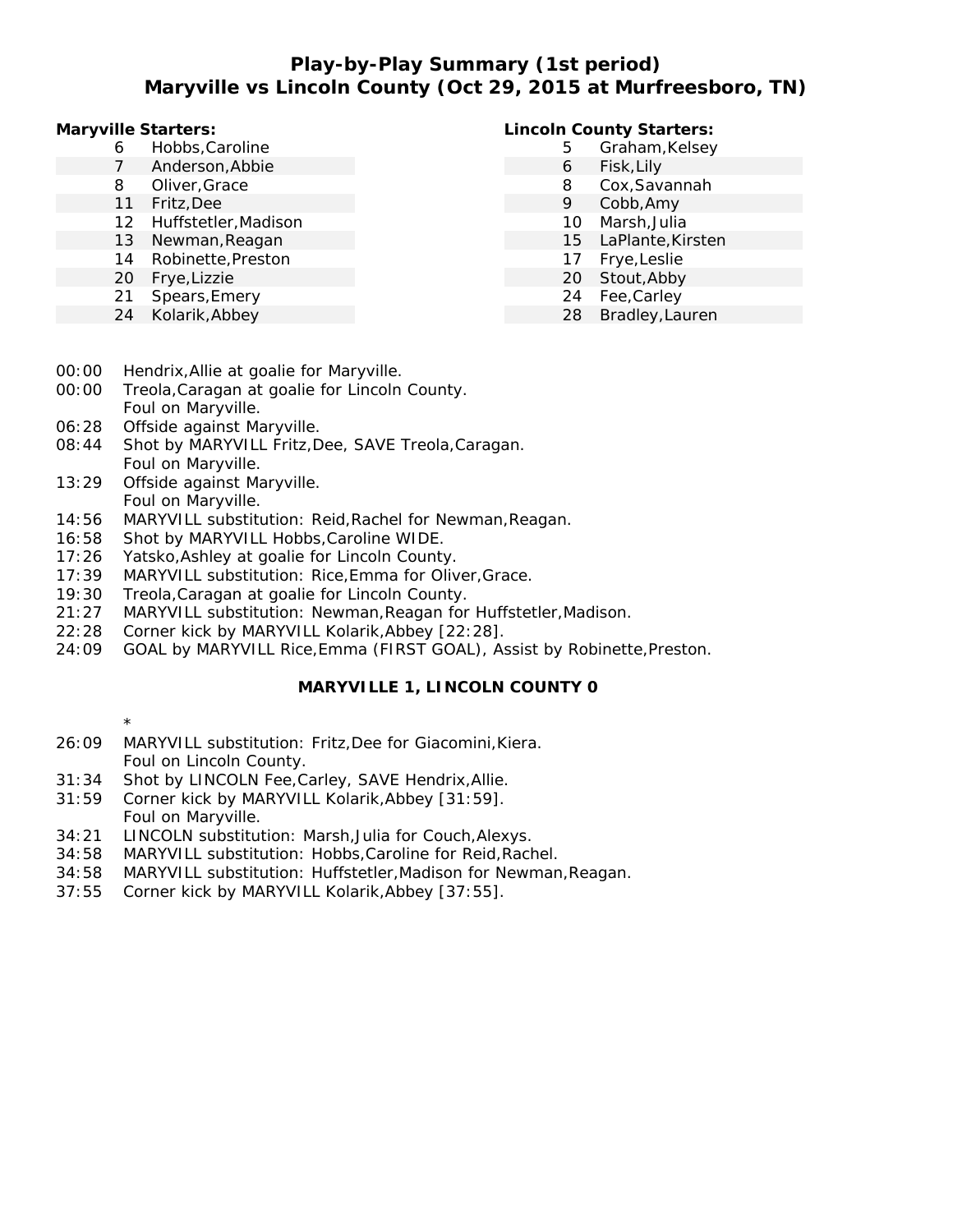## Play-by-Play Summary (1st period)
## Maryville vs Lincoln County (Oct 29, 2015 at Murfreesboro, TN)

**Maryville Starters:**

| | |
|---|---|
| 6 | Hobbs,Caroline |
| 7 | Anderson,Abbie |
| 8 | Oliver,Grace |
| 11 | Fritz,Dee |
| 12 | Huffstetler,Madison |
| 13 | Newman,Reagan |
| 14 | Robinette,Preston |
| 20 | Frye,Lizzie |
| 21 | Spears,Emery |
| 24 | Kolarik,Abbey |

**Lincoln County Starters:**

| | |
|---|---|
| 5 | Graham,Kelsey |
| 6 | Fisk,Lily |
| 8 | Cox,Savannah |
| 9 | Cobb,Amy |
| 10 | Marsh,Julia |
| 15 | LaPlante,Kirsten |
| 17 | Frye,Leslie |
| 20 | Stout,Abby |
| 24 | Fee,Carley |
| 28 | Bradley,Lauren |

00:00 Hendrix,Allie at goalie for Maryville.
00:00 Treola,Caragan at goalie for Lincoln County.
Foul on Maryville.
06:28 Offside against Maryville.
08:44 Shot by MARYVILL Fritz,Dee, SAVE Treola,Caragan.
Foul on Maryville.
13:29 Offside against Maryville.
Foul on Maryville.
14:56 MARYVILL substitution: Reid,Rachel for Newman,Reagan.
16:58 Shot by MARYVILL Hobbs,Caroline WIDE.
17:26 Yatsko,Ashley at goalie for Lincoln County.
17:39 MARYVILL substitution: Rice,Emma for Oliver,Grace.
19:30 Treola,Caragan at goalie for Lincoln County.
21:27 MARYVILL substitution: Newman,Reagan for Huffstetler,Madison.
22:28 Corner kick by MARYVILL Kolarik,Abbey [22:28].
24:09 GOAL by MARYVILL Rice,Emma (FIRST GOAL), Assist by Robinette,Preston.

**MARYVILLE 1, LINCOLN COUNTY 0**

*
26:09 MARYVILL substitution: Fritz,Dee for Giacomini,Kiera.
Foul on Lincoln County.
31:34 Shot by LINCOLN Fee,Carley, SAVE Hendrix,Allie.
31:59 Corner kick by MARYVILL Kolarik,Abbey [31:59].
Foul on Maryville.
34:21 LINCOLN substitution: Marsh,Julia for Couch,Alexys.
34:58 MARYVILL substitution: Hobbs,Caroline for Reid,Rachel.
34:58 MARYVILL substitution: Huffstetler,Madison for Newman,Reagan.
37:55 Corner kick by MARYVILL Kolarik,Abbey [37:55].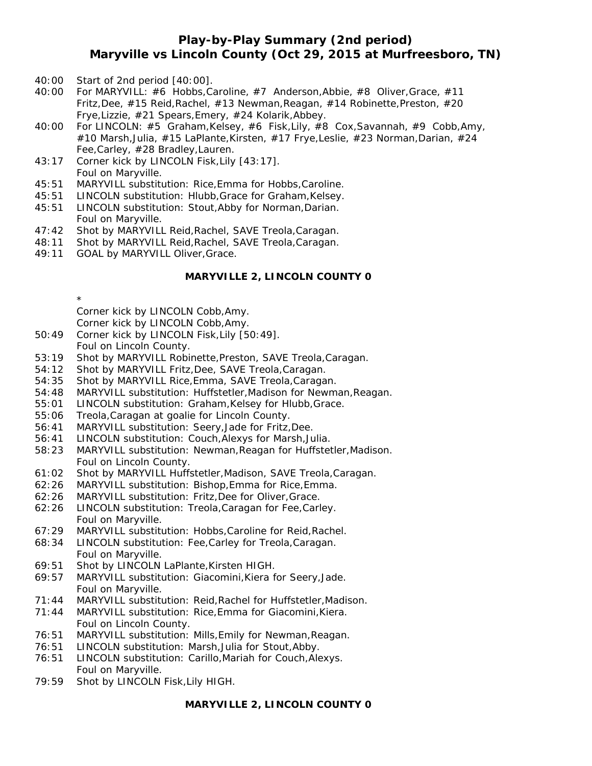# Play-by-Play Summary (2nd period)
## Maryville vs Lincoln County (Oct 29, 2015 at Murfreesboro, TN)

40:00 Start of 2nd period [40:00].
40:00 For MARYVILL: #6 Hobbs,Caroline, #7 Anderson,Abbie, #8 Oliver,Grace, #11 Fritz,Dee, #15 Reid,Rachel, #13 Newman,Reagan, #14 Robinette,Preston, #20 Frye,Lizzie, #21 Spears,Emery, #24 Kolarik,Abbey.
40:00 For LINCOLN: #5 Graham,Kelsey, #6 Fisk,Lily, #8 Cox,Savannah, #9 Cobb,Amy, #10 Marsh,Julia, #15 LaPlante,Kirsten, #17 Frye,Leslie, #23 Norman,Darian, #24 Fee,Carley, #28 Bradley,Lauren.
43:17 Corner kick by LINCOLN Fisk,Lily [43:17].
Foul on Maryville.
45:51 MARYVILL substitution: Rice,Emma for Hobbs,Caroline.
45:51 LINCOLN substitution: Hlubb,Grace for Graham,Kelsey.
45:51 LINCOLN substitution: Stout,Abby for Norman,Darian.
Foul on Maryville.
47:42 Shot by MARYVILL Reid,Rachel, SAVE Treola,Caragan.
48:11 Shot by MARYVILL Reid,Rachel, SAVE Treola,Caragan.
49:11 GOAL by MARYVILL Oliver,Grace.

**MARYVILLE 2, LINCOLN COUNTY 0**

*
Corner kick by LINCOLN Cobb,Amy.
Corner kick by LINCOLN Cobb,Amy.
50:49 Corner kick by LINCOLN Fisk,Lily [50:49].
Foul on Lincoln County.
53:19 Shot by MARYVILL Robinette,Preston, SAVE Treola,Caragan.
54:12 Shot by MARYVILL Fritz,Dee, SAVE Treola,Caragan.
54:35 Shot by MARYVILL Rice,Emma, SAVE Treola,Caragan.
54:48 MARYVILL substitution: Huffstetler,Madison for Newman,Reagan.
55:01 LINCOLN substitution: Graham,Kelsey for Hlubb,Grace.
55:06 Treola,Caragan at goalie for Lincoln County.
56:41 MARYVILL substitution: Seery,Jade for Fritz,Dee.
56:41 LINCOLN substitution: Couch,Alexys for Marsh,Julia.
58:23 MARYVILL substitution: Newman,Reagan for Huffstetler,Madison.
Foul on Lincoln County.
61:02 Shot by MARYVILL Huffstetler,Madison, SAVE Treola,Caragan.
62:26 MARYVILL substitution: Bishop,Emma for Rice,Emma.
62:26 MARYVILL substitution: Fritz,Dee for Oliver,Grace.
62:26 LINCOLN substitution: Treola,Caragan for Fee,Carley.
Foul on Maryville.
67:29 MARYVILL substitution: Hobbs,Caroline for Reid,Rachel.
68:34 LINCOLN substitution: Fee,Carley for Treola,Caragan.
Foul on Maryville.
69:51 Shot by LINCOLN LaPlante,Kirsten HIGH.
69:57 MARYVILL substitution: Giacomini,Kiera for Seery,Jade.
Foul on Maryville.
71:44 MARYVILL substitution: Reid,Rachel for Huffstetler,Madison.
71:44 MARYVILL substitution: Rice,Emma for Giacomini,Kiera.
Foul on Lincoln County.
76:51 MARYVILL substitution: Mills,Emily for Newman,Reagan.
76:51 LINCOLN substitution: Marsh,Julia for Stout,Abby.
76:51 LINCOLN substitution: Carillo,Mariah for Couch,Alexys.
Foul on Maryville.
79:59 Shot by LINCOLN Fisk,Lily HIGH.

**MARYVILLE 2, LINCOLN COUNTY 0**